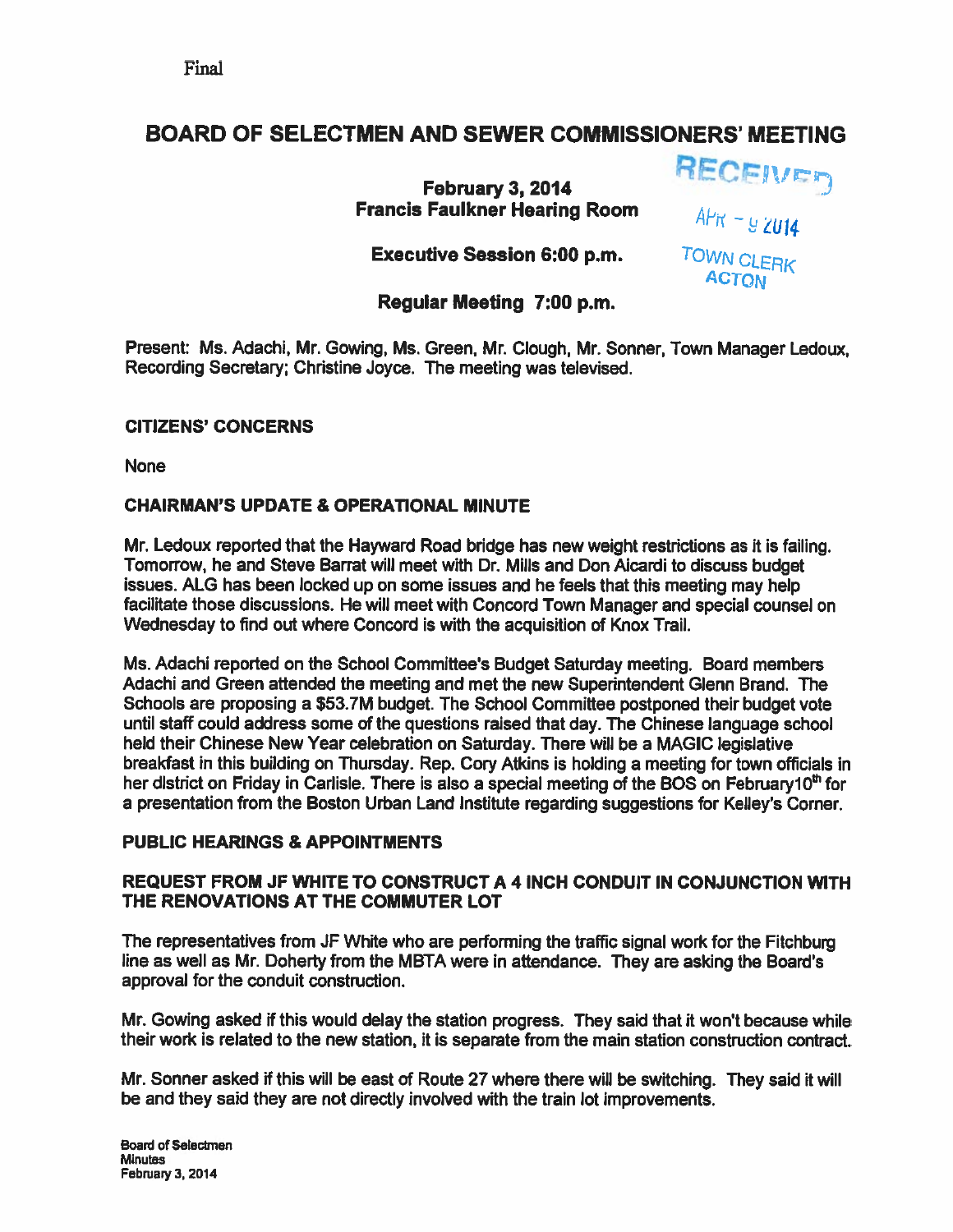Final

# BOARD OF SELECTMEN AND SEWER COMMISSIONERS' MEETING

**February 3, 2014**
**Francis Faulkner Hearing Room**

RECEIVED
APR - 9 2014
TOWN CLERK
ACTON

**Executive Session 6:00 p.m.**

**Regular Meeting 7:00 p.m.**

Present: Ms. Adachi, Mr. Gowing, Ms. Green, Mr. Clough, Mr. Sonner, Town Manager Ledoux, Recording Secretary; Christine Joyce. The meeting was televised.

## CITIZENS' CONCERNS

None

## CHAIRMAN'S UPDATE & OPERATIONAL MINUTE

Mr. Ledoux reported that the Hayward Road bridge has new weight restrictions as it is failing. Tomorrow, he and Steve Barrat will meet with Dr. Mills and Don Aicardi to discuss budget issues. ALG has been locked up on some issues and he feels that this meeting may help facilitate those discussions. He will meet with Concord Town Manager and special counsel on Wednesday to find out where Concord is with the acquisition of Knox Trail.

Ms. Adachi reported on the School Committee's Budget Saturday meeting. Board members Adachi and Green attended the meeting and met the new Superintendent Glenn Brand. The Schools are proposing a $53.7M budget. The School Committee postponed their budget vote until staff could address some of the questions raised that day. The Chinese language school held their Chinese New Year celebration on Saturday. There will be a MAGIC legislative breakfast in this building on Thursday. Rep. Cory Atkins is holding a meeting for town officials in her district on Friday in Carlisle. There is also a special meeting of the BOS on February10th for a presentation from the Boston Urban Land Institute regarding suggestions for Kelley's Corner.

## PUBLIC HEARINGS & APPOINTMENTS

### REQUEST FROM JF WHITE TO CONSTRUCT A 4 INCH CONDUIT IN CONJUNCTION WITH THE RENOVATIONS AT THE COMMUTER LOT

The representatives from JF White who are performing the traffic signal work for the Fitchburg line as well as Mr. Doherty from the MBTA were in attendance. They are asking the Board's approval for the conduit construction.

Mr. Gowing asked if this would delay the station progress. They said that it won't because while their work is related to the new station, it is separate from the main station construction contract.

Mr. Sonner asked if this will be east of Route 27 where there will be switching. They said it will be and they said they are not directly involved with the train lot improvements.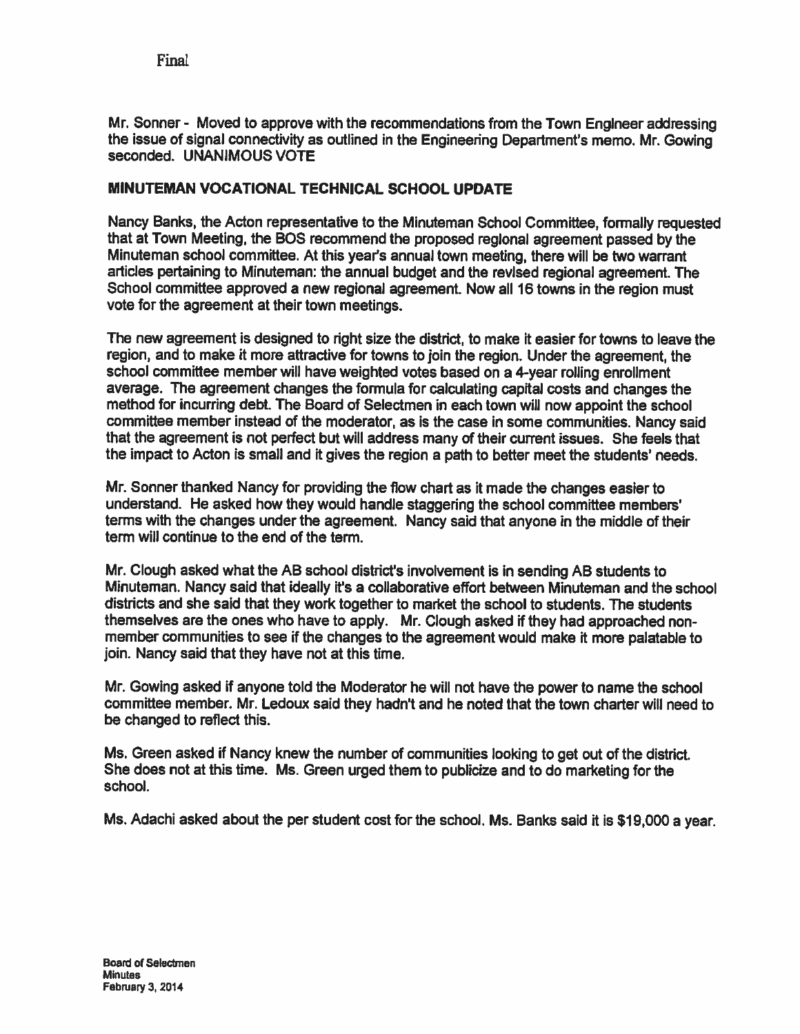Mr. Sonner - Moved to approve with the recommendations from the Town Engineer addressing the issue of signal connectivity as outlined in the Engineering Department's memo. Mr. Gowing seconded. UNANIMOUS VOTE

**MINUTEMAN VOCATIONAL TECHNICAL SCHOOL UPDATE**

Nancy Banks, the Acton representative to the Minuteman School Committee, formally requested that at Town Meeting, the BOS recommend the proposed regional agreement passed by the Minuteman school committee. At this year's annual town meeting, there will be two warrant articles pertaining to Minuteman: the annual budget and the revised regional agreement. The School committee approved a new regional agreement. Now all 16 towns in the region must vote for the agreement at their town meetings.

The new agreement is designed to right size the district, to make it easier for towns to leave the region, and to make it more attractive for towns to join the region. Under the agreement, the school committee member will have weighted votes based on a 4-year rolling enrollment average. The agreement changes the formula for calculating capital costs and changes the method for incurring debt. The Board of Selectmen in each town will now appoint the school committee member instead of the moderator, as is the case in some communities. Nancy said that the agreement is not perfect but will address many of their current issues. She feels that the impact to Acton is small and it gives the region a path to better meet the students' needs.

Mr. Sonner thanked Nancy for providing the flow chart as it made the changes easier to understand. He asked how they would handle staggering the school committee members' terms with the changes under the agreement. Nancy said that anyone in the middle of their term will continue to the end of the term.

Mr. Clough asked what the AB school district's involvement is in sending AB students to Minuteman. Nancy said that ideally it's a collaborative effort between Minuteman and the school districts and she said that they work together to market the school to students. The students themselves are the ones who have to apply. Mr. Clough asked if they had approached non-member communities to see if the changes to the agreement would make it more palatable to join. Nancy said that they have not at this time.

Mr. Gowing asked if anyone told the Moderator he will not have the power to name the school committee member. Mr. Ledoux said they hadn't and he noted that the town charter will need to be changed to reflect this.

Ms. Green asked if Nancy knew the number of communities looking to get out of the district. She does not at this time. Ms. Green urged them to publicize and to do marketing for the school.

Ms. Adachi asked about the per student cost for the school. Ms. Banks said it is $19,000 a year.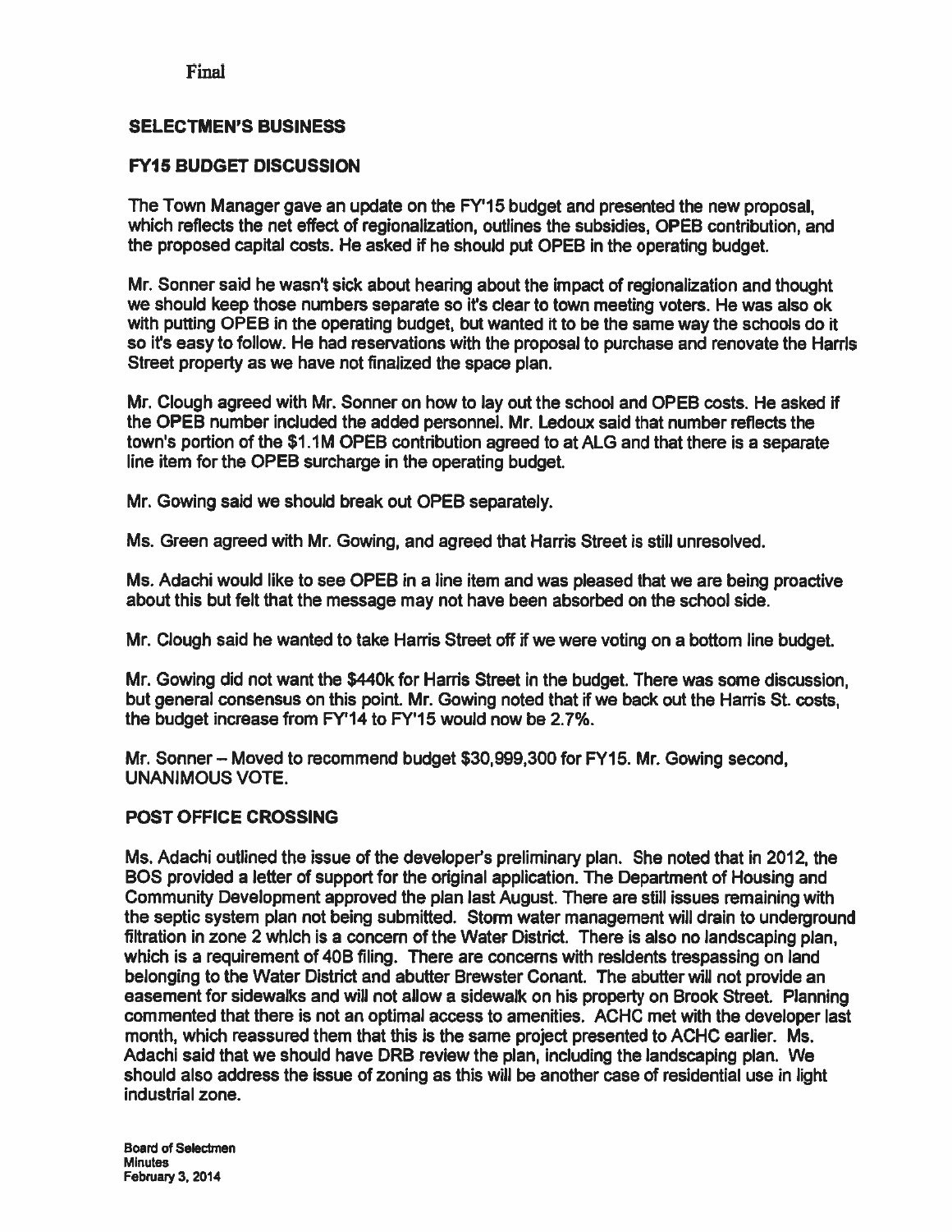Final

## SELECTMEN'S BUSINESS

### FY15 BUDGET DISCUSSION

The Town Manager gave an update on the FY'15 budget and presented the new proposal, which reflects the net effect of regionalization, outlines the subsidies, OPEB contribution, and the proposed capital costs. He asked if he should put OPEB in the operating budget.

Mr. Sonner said he wasn't sick about hearing about the impact of regionalization and thought we should keep those numbers separate so it's clear to town meeting voters. He was also ok with putting OPEB in the operating budget, but wanted it to be the same way the schools do it so it's easy to follow. He had reservations with the proposal to purchase and renovate the Harris Street property as we have not finalized the space plan.

Mr. Clough agreed with Mr. Sonner on how to lay out the school and OPEB costs. He asked if the OPEB number included the added personnel. Mr. Ledoux said that number reflects the town's portion of the $1.1M OPEB contribution agreed to at ALG and that there is a separate line item for the OPEB surcharge in the operating budget.

Mr. Gowing said we should break out OPEB separately.

Ms. Green agreed with Mr. Gowing, and agreed that Harris Street is still unresolved.

Ms. Adachi would like to see OPEB in a line item and was pleased that we are being proactive about this but felt that the message may not have been absorbed on the school side.

Mr. Clough said he wanted to take Harris Street off if we were voting on a bottom line budget.

Mr. Gowing did not want the $440k for Harris Street in the budget. There was some discussion, but general consensus on this point. Mr. Gowing noted that if we back out the Harris St. costs, the budget increase from FY'14 to FY'15 would now be 2.7%.

Mr. Sonner – Moved to recommend budget $30,999,300 for FY15. Mr. Gowing second, UNANIMOUS VOTE.

### POST OFFICE CROSSING

Ms. Adachi outlined the issue of the developer's preliminary plan. She noted that in 2012, the BOS provided a letter of support for the original application. The Department of Housing and Community Development approved the plan last August. There are still issues remaining with the septic system plan not being submitted. Storm water management will drain to underground filtration in zone 2 which is a concern of the Water District. There is also no landscaping plan, which is a requirement of 40B filing. There are concerns with residents trespassing on land belonging to the Water District and abutter Brewster Conant. The abutter will not provide an easement for sidewalks and will not allow a sidewalk on his property on Brook Street. Planning commented that there is not an optimal access to amenities. ACHC met with the developer last month, which reassured them that this is the same project presented to ACHC earlier. Ms. Adachi said that we should have DRB review the plan, including the landscaping plan. We should also address the issue of zoning as this will be another case of residential use in light industrial zone.

Board of Selectmen
Minutes
February 3, 2014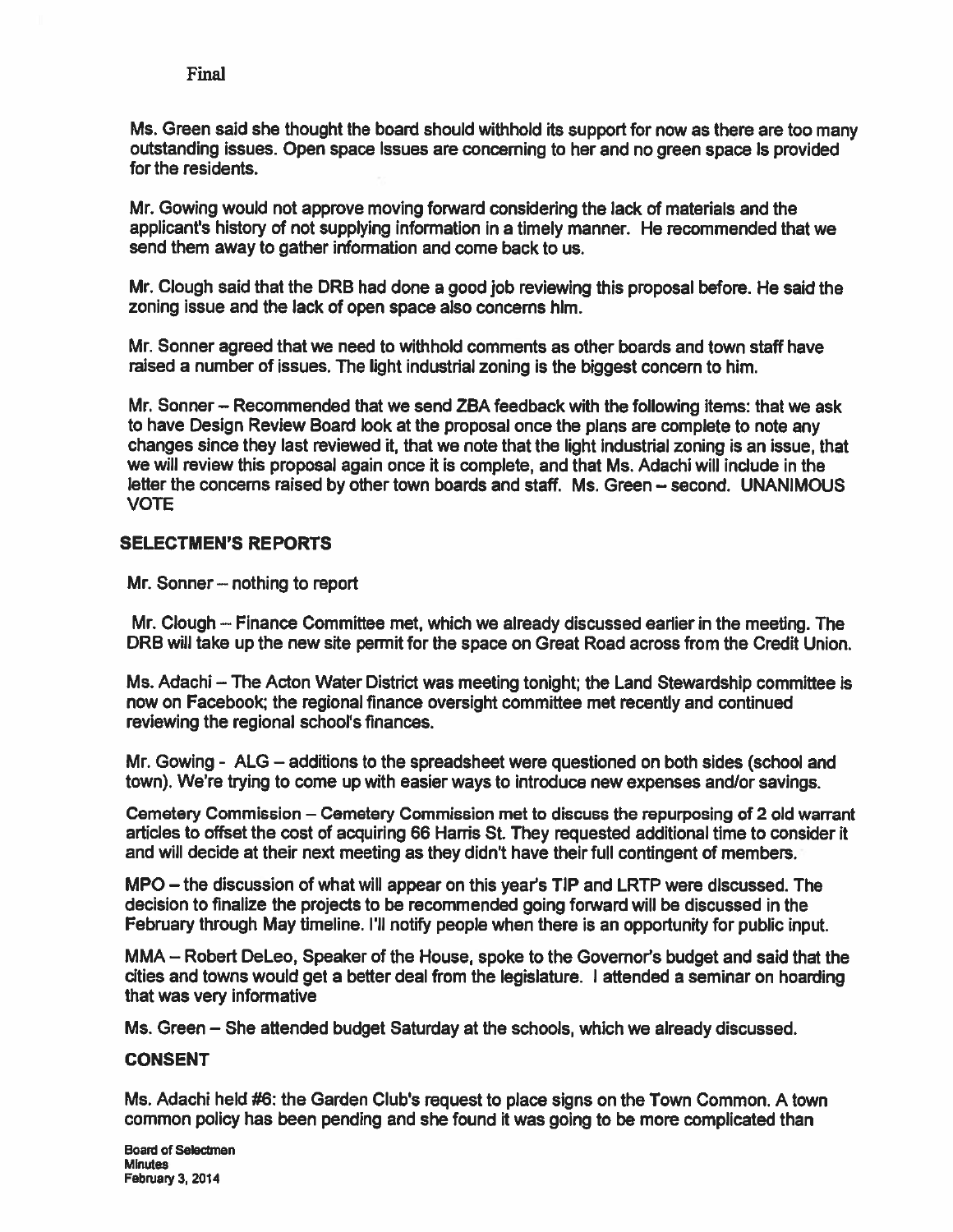Final

Ms. Green said she thought the board should withhold its support for now as there are too many outstanding issues. Open space Issues are concerning to her and no green space is provided for the residents.

Mr. Gowing would not approve moving forward considering the lack of materials and the applicant's history of not supplying information in a timely manner. He recommended that we send them away to gather information and come back to us.

Mr. Clough said that the DRB had done a good job reviewing this proposal before. He said the zoning issue and the lack of open space also concerns him.

Mr. Sonner agreed that we need to withhold comments as other boards and town staff have raised a number of issues. The light industrial zoning is the biggest concern to him.

Mr. Sonner – Recommended that we send ZBA feedback with the following items: that we ask to have Design Review Board look at the proposal once the plans are complete to note any changes since they last reviewed it, that we note that the light industrial zoning is an issue, that we will review this proposal again once it is complete, and that Ms. Adachi will include in the letter the concerns raised by other town boards and staff. Ms. Green – second. UNANIMOUS VOTE

## SELECTMEN'S REPORTS

Mr. Sonner – nothing to report

Mr. Clough – Finance Committee met, which we already discussed earlier in the meeting. The DRB will take up the new site permit for the space on Great Road across from the Credit Union.

Ms. Adachi – The Acton Water District was meeting tonight; the Land Stewardship committee is now on Facebook; the regional finance oversight committee met recently and continued reviewing the regional school's finances.

Mr. Gowing - ALG – additions to the spreadsheet were questioned on both sides (school and town). We're trying to come up with easier ways to introduce new expenses and/or savings.

Cemetery Commission – Cemetery Commission met to discuss the repurposing of 2 old warrant articles to offset the cost of acquiring 66 Harris St. They requested additional time to consider it and will decide at their next meeting as they didn't have their full contingent of members.

MPO – the discussion of what will appear on this year's TIP and LRTP were discussed. The decision to finalize the projects to be recommended going forward will be discussed in the February through May timeline. I'll notify people when there is an opportunity for public input.

MMA – Robert DeLeo, Speaker of the House, spoke to the Governor's budget and said that the cities and towns would get a better deal from the legislature. I attended a seminar on hoarding that was very informative

Ms. Green – She attended budget Saturday at the schools, which we already discussed.

## CONSENT

Ms. Adachi held #6: the Garden Club's request to place signs on the Town Common. A town common policy has been pending and she found it was going to be more complicated than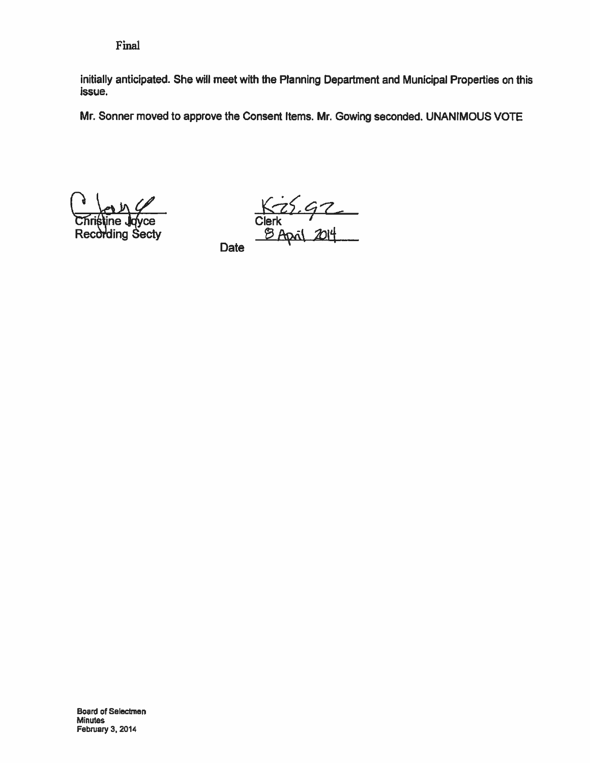Final

initially anticipated. She will meet with the Planning Department and Municipal Properties on this issue.

Mr. Sonner moved to approve the Consent Items. Mr. Gowing seconded. UNANIMOUS VOTE

Christine Joyce
Recording Secty

Clerk

Date 8 April 2014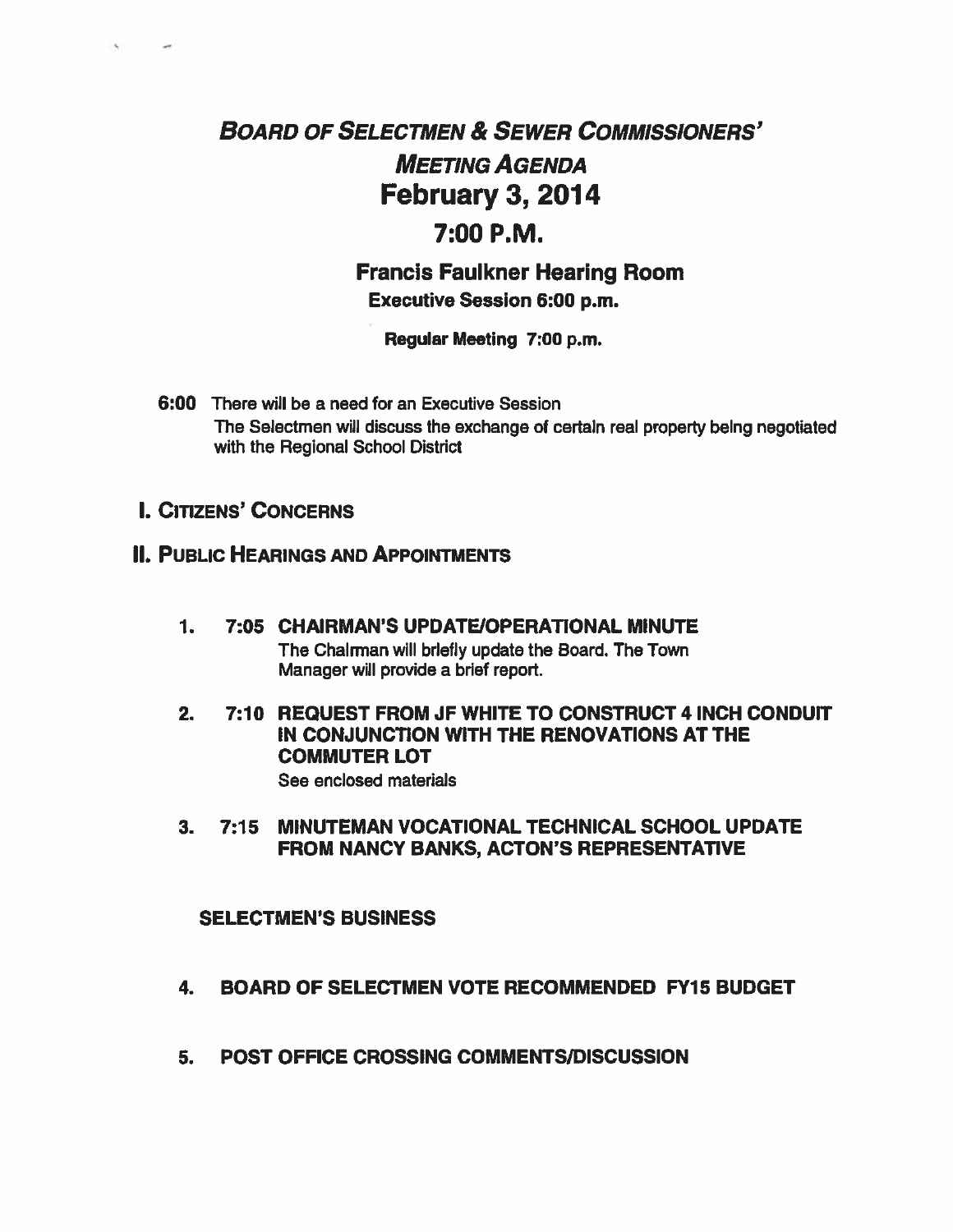# *Board of Selectmen & Sewer Commissioners' Meeting Agenda*

# February 3, 2014

# 7:00 P.M.

## Francis Faulkner Hearing Room

**Executive Session 6:00 p.m.**

**Regular Meeting 7:00 p.m.**

**6:00** There will be a need for an Executive Session
The Selectmen will discuss the exchange of certain real property being negotiated with the Regional School District

## I. Citizens' Concerns

## II. Public Hearings and Appointments

1. **7:05 CHAIRMAN'S UPDATE/OPERATIONAL MINUTE**
   The Chairman will briefly update the Board. The Town Manager will provide a brief report.

2. **7:10 REQUEST FROM JF WHITE TO CONSTRUCT 4 INCH CONDUIT IN CONJUNCTION WITH THE RENOVATIONS AT THE COMMUTER LOT**
   See enclosed materials

3. **7:15 MINUTEMAN VOCATIONAL TECHNICAL SCHOOL UPDATE FROM NANCY BANKS, ACTON'S REPRESENTATIVE**

### SELECTMEN'S BUSINESS

4. **BOARD OF SELECTMEN VOTE RECOMMENDED FY15 BUDGET**

5. **POST OFFICE CROSSING COMMENTS/DISCUSSION**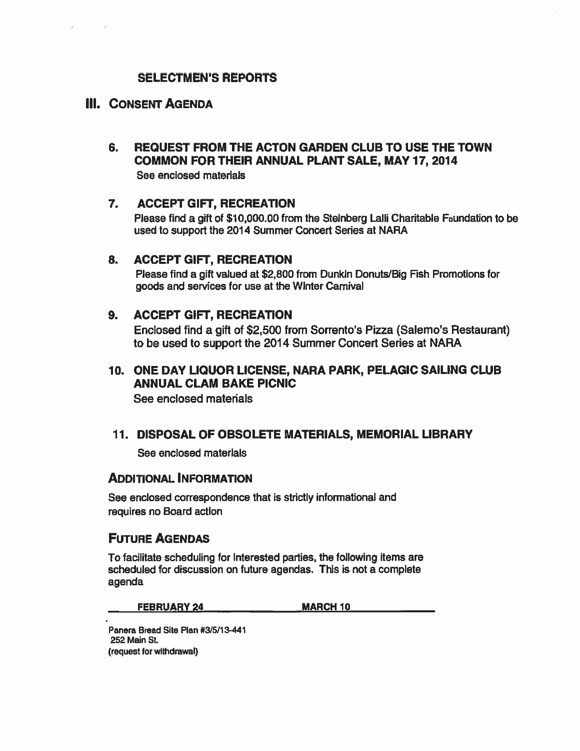## SELECTMEN'S REPORTS

# III. CONSENT AGENDA

### 6. REQUEST FROM THE ACTON GARDEN CLUB TO USE THE TOWN COMMON FOR THEIR ANNUAL PLANT SALE, MAY 17, 2014

See enclosed materials

### 7. ACCEPT GIFT, RECREATION

Please find a gift of $10,000.00 from the Steinberg Lalli Charitable Foundation to be used to support the 2014 Summer Concert Series at NARA

### 8. ACCEPT GIFT, RECREATION

Please find a gift valued at $2,800 from Dunkin Donuts/Big Fish Promotions for goods and services for use at the Winter Carnival

### 9. ACCEPT GIFT, RECREATION

Enclosed find a gift of $2,500 from Sorrento's Pizza (Salerno's Restaurant) to be used to support the 2014 Summer Concert Series at NARA

### 10. ONE DAY LIQUOR LICENSE, NARA PARK, PELAGIC SAILING CLUB ANNUAL CLAM BAKE PICNIC

See enclosed materials

### 11. DISPOSAL OF OBSOLETE MATERIALS, MEMORIAL LIBRARY

See enclosed materials

## ADDITIONAL INFORMATION

See enclosed correspondence that is strictly informational and requires no Board action

## FUTURE AGENDAS

To facilitate scheduling for interested parties, the following items are scheduled for discussion on future agendas. This is not a complete agenda

| FEBRUARY 24 | MARCH 10 |
|---|---|
| Panera Bread Site Plan #3/5/13-441<br>252 Main St.<br>(request for withdrawal) | |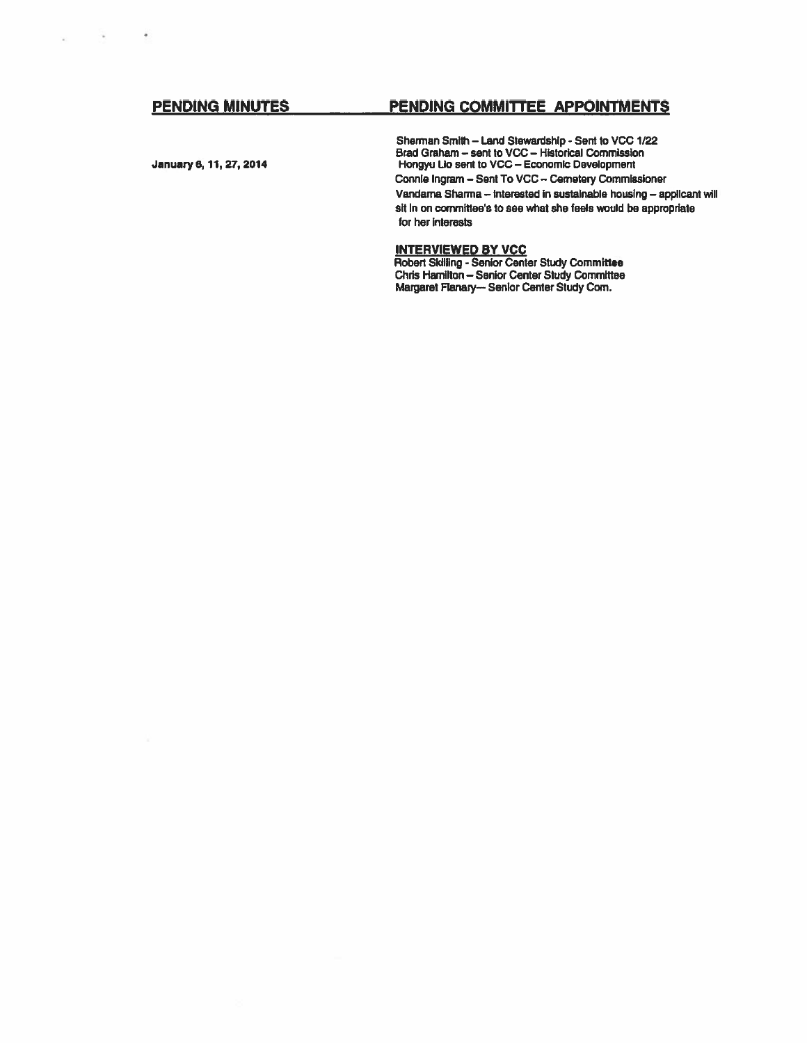| **PENDING MINUTES** | **PENDING COMMITTEE APPOINTMENTS** |
|---|---|
| January 6, 11, 27, 2014 | Sherman Smith – Land Stewardship - Sent to VCC 1/22<br>Brad Graham – sent to VCC – Historical Commission<br>Hongyu Lio sent to VCC – Economic Development<br>Connie Ingram – Sent To VCC – Cemetery Commissioner<br>Vandarna Sharma – interested in sustainable housing – applicant will sit in on committee's to see what she feels would be appropriate for her interests |

**INTERVIEWED BY VCC**

Robert Skilling - Senior Center Study Committee
Chris Hamilton – Senior Center Study Committee
Margaret Flanary— Senior Center Study Com.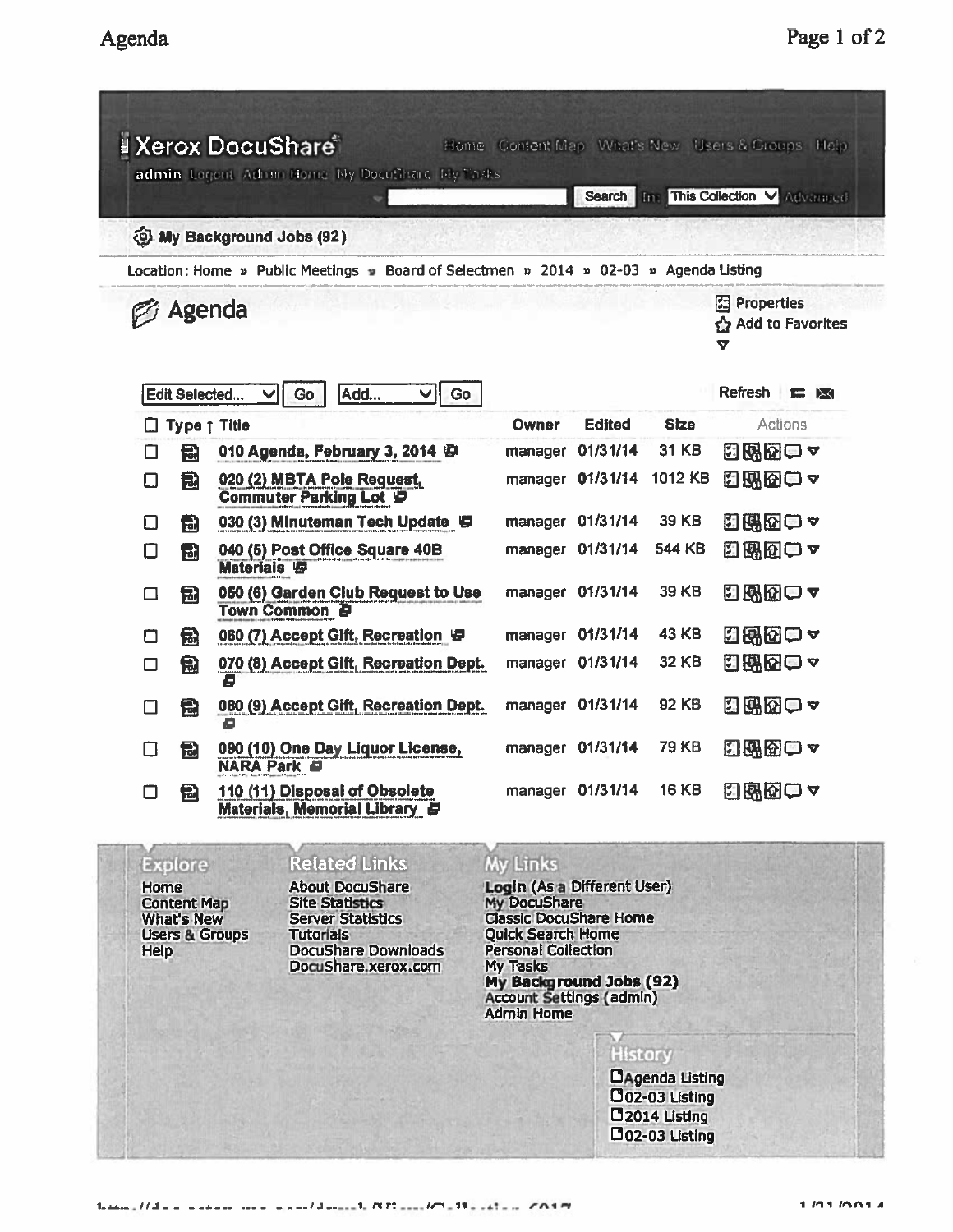**Xerox DocuShare**

Home | Content Map | What's New | Users & Groups | Help

admin Logout Admin Home My DocuShare My Tasks

Search In: This Collection Advanced

My Background Jobs (92)

Location: Home » Public Meetings » Board of Selectmen » 2014 » 02-03 » Agenda Listing

# Agenda

Properties
Add to Favorites

Edit Selected... Go | Add... Go | Refresh

| Type ↑ | Title | Owner | Edited | Size | Actions |
|---|---|---|---|---|---|
| | 010 Agenda, February 3, 2014 | manager | 01/31/14 | 31 KB | |
| | 020 (2) MBTA Pole Request, Commuter Parking Lot | manager | 01/31/14 | 1012 KB | |
| | 030 (3) Minuteman Tech Update | manager | 01/31/14 | 39 KB | |
| | 040 (5) Post Office Square 40B Materials | manager | 01/31/14 | 544 KB | |
| | 050 (6) Garden Club Request to Use Town Common | manager | 01/31/14 | 39 KB | |
| | 060 (7) Accept Gift, Recreation | manager | 01/31/14 | 43 KB | |
| | 070 (8) Accept Gift, Recreation Dept. | manager | 01/31/14 | 32 KB | |
| | 080 (9) Accept Gift, Recreation Dept. | manager | 01/31/14 | 92 KB | |
| | 090 (10) One Day Liquor License, NARA Park | manager | 01/31/14 | 79 KB | |
| | 110 (11) Disposal of Obsolete Materials, Memorial Library | manager | 01/31/14 | 16 KB | |

**Explore**

- Home
- Content Map
- What's New
- Users & Groups
- Help

**Related Links**

- About DocuShare
- Site Statistics
- Server Statistics
- Tutorials
- DocuShare Downloads
- DocuShare.xerox.com

**My Links**

- Login (As a Different User)
- My DocuShare
- Classic DocuShare Home
- Quick Search Home
- Personal Collection
- My Tasks
- My Background Jobs (92)
- Account Settings (admin)
- Admin Home

**History**

- Agenda Listing
- 02-03 Listing
- 2014 Listing
- 02-03 Listing